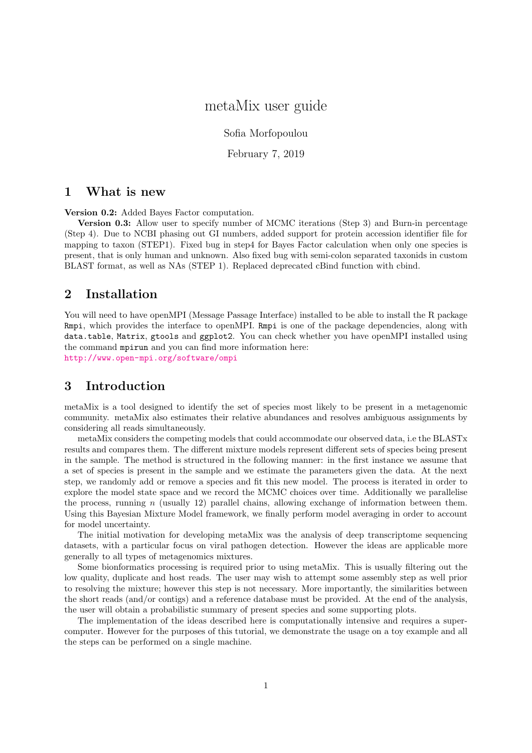# metaMix user guide

Sofia Morfopoulou

February 7, 2019

## 1 What is new

**Version 0.2:** Added Bayes Factor computation.

**Version 0.3:** Allow user to specify number of MCMC iterations (Step 3) and Burn-in percentage (Step 4). Due to NCBI phasing out GI numbers, added support for protein accession identifier file for mapping to taxon (STEP1). Fixed bug in step4 for Bayes Factor calculation when only one species is present, that is only human and unknown. Also fixed bug with semi-colon separated taxonids in custom BLAST format, as well as NAs (STEP 1). Replaced deprecated cBind function with cbind.

## 2 Installation

You will need to have openMPI (Message Passage Interface) installed to be able to install the R package `Rmpi`, which provides the interface to openMPI. `Rmpi` is one of the package dependencies, along with `data.table`, `Matrix`, `gtools` and `ggplot2`. You can check whether you have openMPI installed using the command `mpirun` and you can find more information here:
http://www.open-mpi.org/software/ompi

## 3 Introduction

metaMix is a tool designed to identify the set of species most likely to be present in a metagenomic community. metaMix also estimates their relative abundances and resolves ambiguous assignments by considering all reads simultaneously.

metaMix considers the competing models that could accommodate our observed data, i.e the BLASTx results and compares them. The different mixture models represent different sets of species being present in the sample. The method is structured in the following manner: in the first instance we assume that a set of species is present in the sample and we estimate the parameters given the data. At the next step, we randomly add or remove a species and fit this new model. The process is iterated in order to explore the model state space and we record the MCMC choices over time. Additionally we parallelise the process, running $n$ (usually 12) parallel chains, allowing exchange of information between them. Using this Bayesian Mixture Model framework, we finally perform model averaging in order to account for model uncertainty.

The initial motivation for developing metaMix was the analysis of deep transcriptome sequencing datasets, with a particular focus on viral pathogen detection. However the ideas are applicable more generally to all types of metagenomics mixtures.

Some bionformatics processing is required prior to using metaMix. This is usually filtering out the low quality, duplicate and host reads. The user may wish to attempt some assembly step as well prior to resolving the mixture; however this step is not necessary. More importantly, the similarities between the short reads (and/or contigs) and a reference database must be provided. At the end of the analysis, the user will obtain a probabilistic summary of present species and some supporting plots.

The implementation of the ideas described here is computationally intensive and requires a supercomputer. However for the purposes of this tutorial, we demonstrate the usage on a toy example and all the steps can be performed on a single machine.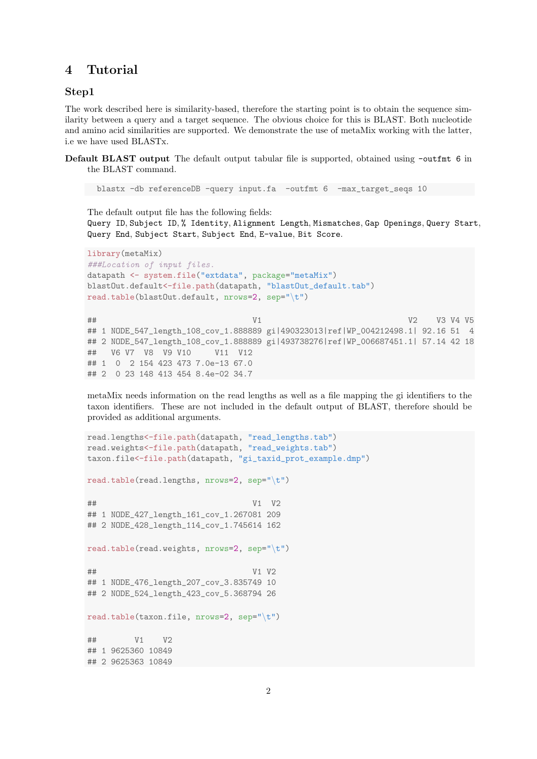# 4 Tutorial

## Step1

The work described here is similarity-based, therefore the starting point is to obtain the sequence similarity between a query and a target sequence. The obvious choice for this is BLAST. Both nucleotide and amino acid similarities are supported. We demonstrate the use of metaMix working with the latter, i.e we have used BLASTx.

**Default BLAST output** The default output tabular file is supported, obtained using `-outfmt 6` in the BLAST command.

```
blastx -db referenceDB -query input.fa  -outfmt 6  -max_target_seqs 10
```

The default output file has the following fields:
`Query ID`, `Subject ID`, `% Identity`, `Alignment Length`, `Mismatches`, `Gap Openings`, `Query Start`, `Query End`, `Subject Start`, `Subject End`, `E-value`, `Bit Score`.

```
library(metaMix)
###Location of input files.
datapath <- system.file("extdata", package="metaMix")
blastOut.default<-file.path(datapath, "blastOut_default.tab")
read.table(blastOut.default, nrows=2, sep="\t")

##                                V1                                V2    V3 V4 V5
## 1 NODE_547_length_108_cov_1.888889 gi|490323013|ref|WP_004212498.1| 92.16 51  4
## 2 NODE_547_length_108_cov_1.888889 gi|493738276|ref|WP_006687451.1| 57.14 42 18
##   V6 V7  V8  V9 V10     V11  V12
## 1  0  2 154 423 473 7.0e-13 67.0
## 2  0 23 148 413 454 8.4e-02 34.7
```

metaMix needs information on the read lengths as well as a file mapping the gi identifiers to the taxon identifiers. These are not included in the default output of BLAST, therefore should be provided as additional arguments.

```
read.lengths<-file.path(datapath, "read_lengths.tab")
read.weights<-file.path(datapath, "read_weights.tab")
taxon.file<-file.path(datapath, "gi_taxid_prot_example.dmp")

read.table(read.lengths, nrows=2, sep="\t")

##                                V1  V2
## 1 NODE_427_length_161_cov_1.267081 209
## 2 NODE_428_length_114_cov_1.745614 162

read.table(read.weights, nrows=2, sep="\t")

##                                V1 V2
## 1 NODE_476_length_207_cov_3.835749 10
## 2 NODE_524_length_423_cov_5.368794 26

read.table(taxon.file, nrows=2, sep="\t")

##        V1    V2
## 1 9625360 10849
## 2 9625363 10849
```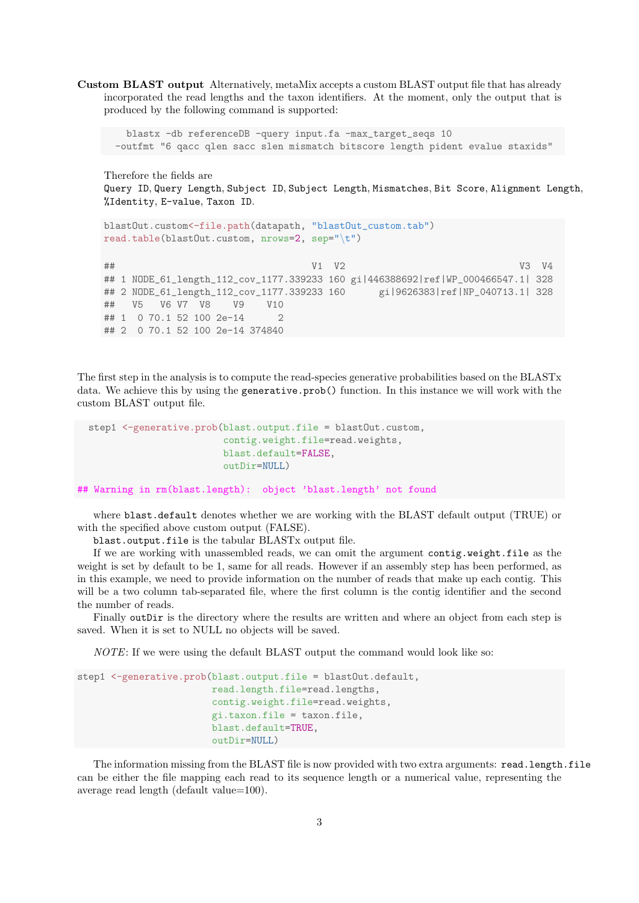**Custom BLAST output** Alternatively, metaMix accepts a custom BLAST output file that has already incorporated the read lengths and the taxon identifiers. At the moment, only the output that is produced by the following command is supported:

```
    blastx -db referenceDB -query input.fa -max_target_seqs 10
  -outfmt "6 qacc qlen sacc slen mismatch bitscore length pident evalue staxids"
```

Therefore the fields are
`Query ID`, `Query Length`, `Subject ID`, `Subject Length`, `Mismatches`, `Bit Score`, `Alignment Length`, `%Identity`, `E-value`, `Taxon ID`.

```
blastOut.custom<-file.path(datapath, "blastOut_custom.tab")
read.table(blastOut.custom, nrows=2, sep="\t")

##                                    V1  V2                               V3  V4
## 1 NODE_61_length_112_cov_1177.339233 160 gi|446388692|ref|WP_000466547.1| 328
## 2 NODE_61_length_112_cov_1177.339233 160      gi|9626383|ref|NP_040713.1| 328
##   V5   V6 V7  V8    V9    V10
## 1  0 70.1 52 100 2e-14      2
## 2  0 70.1 52 100 2e-14 374840
```

The first step in the analysis is to compute the read-species generative probabilities based on the BLASTx data. We achieve this by using the `generative.prob()` function. In this instance we will work with the custom BLAST output file.

```
  step1 <-generative.prob(blast.output.file = blastOut.custom,
                          contig.weight.file=read.weights,
                          blast.default=FALSE,
                          outDir=NULL)

## Warning in rm(blast.length):  object 'blast.length' not found
```

where `blast.default` denotes whether we are working with the BLAST default output (TRUE) or with the specified above custom output (FALSE).

`blast.output.file` is the tabular BLASTx output file.

If we are working with unassembled reads, we can omit the argument `contig.weight.file` as the weight is set by default to be 1, same for all reads. However if an assembly step has been performed, as in this example, we need to provide information on the number of reads that make up each contig. This will be a two column tab-separated file, where the first column is the contig identifier and the second the number of reads.

Finally `outDir` is the directory where the results are written and where an object from each step is saved. When it is set to NULL no objects will be saved.

*NOTE*: If we were using the default BLAST output the command would look like so:

```
step1 <-generative.prob(blast.output.file = blastOut.default,
                        read.length.file=read.lengths,
                        contig.weight.file=read.weights,
                        gi.taxon.file = taxon.file,
                        blast.default=TRUE,
                        outDir=NULL)
```

The information missing from the BLAST file is now provided with two extra arguments: `read.length.file` can be either the file mapping each read to its sequence length or a numerical value, representing the average read length (default value=100).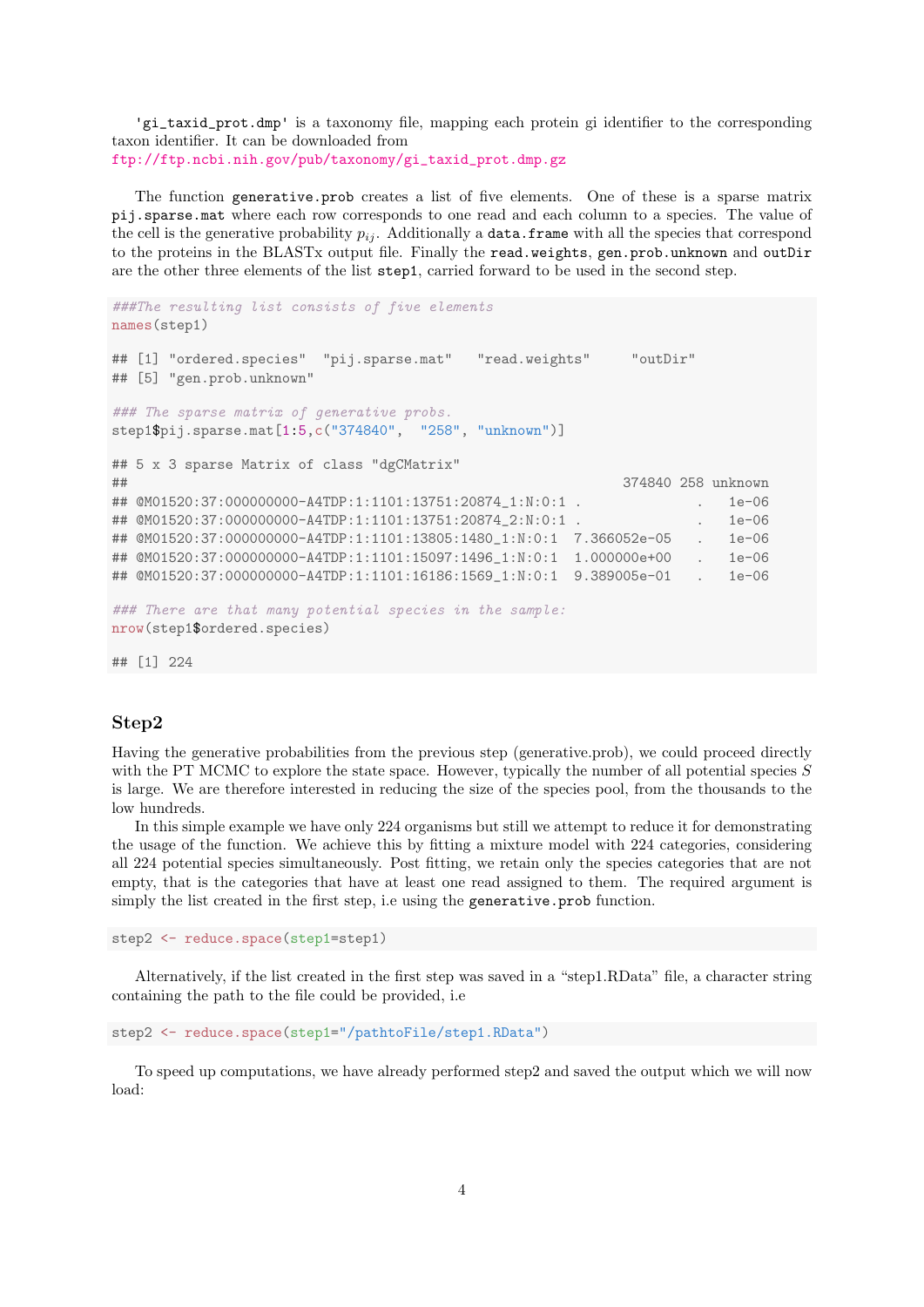'gi_taxid_prot.dmp' is a taxonomy file, mapping each protein gi identifier to the corresponding taxon identifier. It can be downloaded from ftp://ftp.ncbi.nih.gov/pub/taxonomy/gi_taxid_prot.dmp.gz

The function generative.prob creates a list of five elements. One of these is a sparse matrix pij.sparse.mat where each row corresponds to one read and each column to a species. The value of the cell is the generative probability $p_{ij}$. Additionally a data.frame with all the species that correspond to the proteins in the BLASTx output file. Finally the read.weights, gen.prob.unknown and outDir are the other three elements of the list step1, carried forward to be used in the second step.

```
###The resulting list consists of five elements
names(step1)

## [1] "ordered.species"  "pij.sparse.mat"   "read.weights"     "outDir"
## [5] "gen.prob.unknown"

### The sparse matrix of generative probs.
step1$pij.sparse.mat[1:5,c("374840",  "258", "unknown")]

## 5 x 3 sparse Matrix of class "dgCMatrix"
##                                                          374840 258 unknown
## @M01520:37:000000000-A4TDP:1:1101:13751:20874_1:N:0:1 .              .   1e-06
## @M01520:37:000000000-A4TDP:1:1101:13751:20874_2:N:0:1 .              .   1e-06
## @M01520:37:000000000-A4TDP:1:1101:13805:1480_1:N:0:1  7.366052e-05   .   1e-06
## @M01520:37:000000000-A4TDP:1:1101:15097:1496_1:N:0:1  1.000000e+00   .   1e-06
## @M01520:37:000000000-A4TDP:1:1101:16186:1569_1:N:0:1  9.389005e-01   .   1e-06

### There are that many potential species in the sample:
nrow(step1$ordered.species)

## [1] 224
```

## Step2

Having the generative probabilities from the previous step (generative.prob), we could proceed directly with the PT MCMC to explore the state space. However, typically the number of all potential species $S$ is large. We are therefore interested in reducing the size of the species pool, from the thousands to the low hundreds.

In this simple example we have only 224 organisms but still we attempt to reduce it for demonstrating the usage of the function. We achieve this by fitting a mixture model with 224 categories, considering all 224 potential species simultaneously. Post fitting, we retain only the species categories that are not empty, that is the categories that have at least one read assigned to them. The required argument is simply the list created in the first step, i.e using the generative.prob function.

```
step2 <- reduce.space(step1=step1)
```

Alternatively, if the list created in the first step was saved in a "step1.RData" file, a character string containing the path to the file could be provided, i.e

```
step2 <- reduce.space(step1="/pathtoFile/step1.RData")
```

To speed up computations, we have already performed step2 and saved the output which we will now load: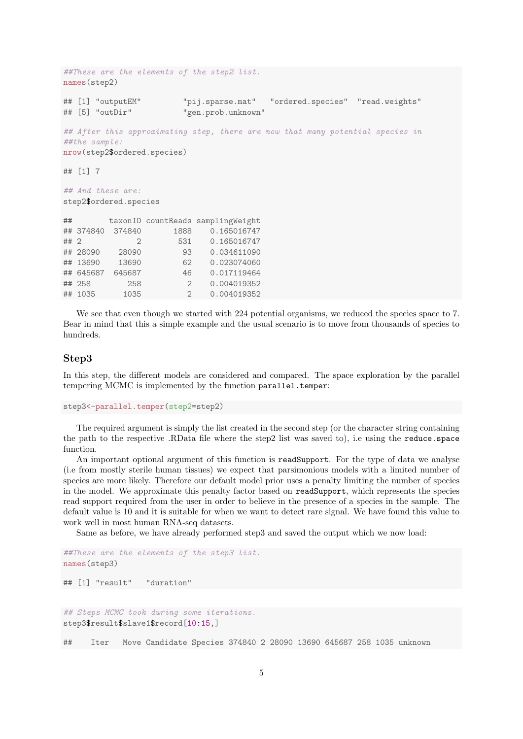```
##These are the elements of the step2 list.
names(step2)

## [1] "outputEM"         "pij.sparse.mat"   "ordered.species"  "read.weights"
## [5] "outDir"           "gen.prob.unknown"

## After this approximating step, there are now that many potential species in
##the sample:
nrow(step2$ordered.species)

## [1] 7

## And these are:
step2$ordered.species

##        taxonID countReads samplingWeight
## 374840  374840       1888    0.165016747
## 2            2        531    0.165016747
## 28090    28090         93    0.034611090
## 13690    13690         62    0.023074060
## 645687  645687         46    0.017119464
## 258        258          2    0.004019352
## 1035      1035          2    0.004019352
```

We see that even though we started with 224 potential organisms, we reduced the species space to 7. Bear in mind that this a simple example and the usual scenario is to move from thousands of species to hundreds.

## Step3

In this step, the different models are considered and compared. The space exploration by the parallel tempering MCMC is implemented by the function `parallel.temper`:

```
step3<-parallel.temper(step2=step2)
```

The required argument is simply the list created in the second step (or the character string containing the path to the respective .RData file where the step2 list was saved to), i.e using the `reduce.space` function.

An important optional argument of this function is `readSupport`. For the type of data we analyse (i.e from mostly sterile human tissues) we expect that parsimonious models with a limited number of species are more likely. Therefore our default model prior uses a penalty limiting the number of species in the model. We approximate this penalty factor based on `readSupport`, which represents the species read support required from the user in order to believe in the presence of a species in the sample. The default value is 10 and it is suitable for when we want to detect rare signal. We have found this value to work well in most human RNA-seq datasets.

Same as before, we have already performed step3 and saved the output which we now load:

```
##These are the elements of the step3 list.
names(step3)

## [1] "result"   "duration"
```

```
## Steps MCMC took during some iterations.
step3$result$slave1$record[10:15,]

##    Iter   Move Candidate Species 374840 2 28090 13690 645687 258 1035 unknown
```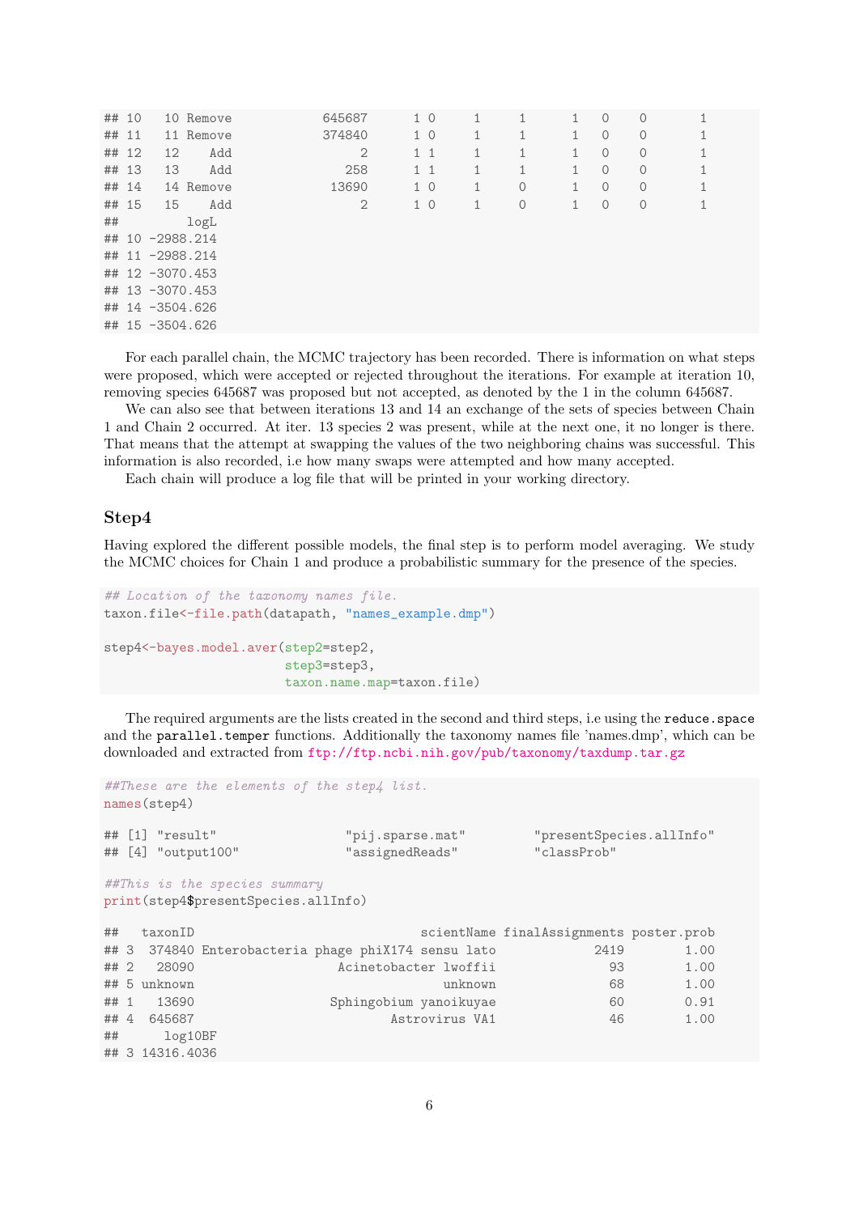```
## 10   10 Remove           645687      1 0     1     1      1   0    0       1
## 11   11 Remove           374840      1 0     1     1      1   0    0       1
## 12   12    Add                2      1 1     1     1      1   0    0       1
## 13   13    Add              258      1 1     1     1      1   0    0       1
## 14   14 Remove            13690      1 0     1     0      1   0    0       1
## 15   15    Add                2      1 0     1     0      1   0    0       1
##          logL
## 10 -2988.214
## 11 -2988.214
## 12 -3070.453
## 13 -3070.453
## 14 -3504.626
## 15 -3504.626
```

For each parallel chain, the MCMC trajectory has been recorded. There is information on what steps were proposed, which were accepted or rejected throughout the iterations. For example at iteration 10, removing species 645687 was proposed but not accepted, as denoted by the 1 in the column 645687.

We can also see that between iterations 13 and 14 an exchange of the sets of species between Chain 1 and Chain 2 occurred. At iter. 13 species 2 was present, while at the next one, it no longer is there. That means that the attempt at swapping the values of the two neighboring chains was successful. This information is also recorded, i.e how many swaps were attempted and how many accepted.

Each chain will produce a log file that will be printed in your working directory.

## Step4

Having explored the different possible models, the final step is to perform model averaging. We study the MCMC choices for Chain 1 and produce a probabilistic summary for the presence of the species.

```
## Location of the taxonomy names file.
taxon.file<-file.path(datapath, "names_example.dmp")

step4<-bayes.model.aver(step2=step2,
                        step3=step3,
                        taxon.name.map=taxon.file)
```

The required arguments are the lists created in the second and third steps, i.e using the `reduce.space` and the `parallel.temper` functions. Additionally the taxonomy names file 'names.dmp', which can be downloaded and extracted from ftp://ftp.ncbi.nih.gov/pub/taxonomy/taxdump.tar.gz

```
##These are the elements of the step4 list.
names(step4)

## [1] "result"                 "pij.sparse.mat"         "presentSpecies.allInfo"
## [4] "output100"              "assignedReads"          "classProb"

##This is the species summary
print(step4$presentSpecies.allInfo)

##   taxonID                            scientName finalAssignments poster.prob
## 3  374840 Enterobacteria phage phiX174 sensu lato             2419        1.00
## 2   28090                   Acinetobacter lwoffii               93        1.00
## 5 unknown                                 unknown               68        1.00
## 1   13690                   Sphingobium yanoikuyae              60        0.91
## 4  645687                           Astrovirus VA1              46        1.00
##      log10BF
## 3 14316.4036
```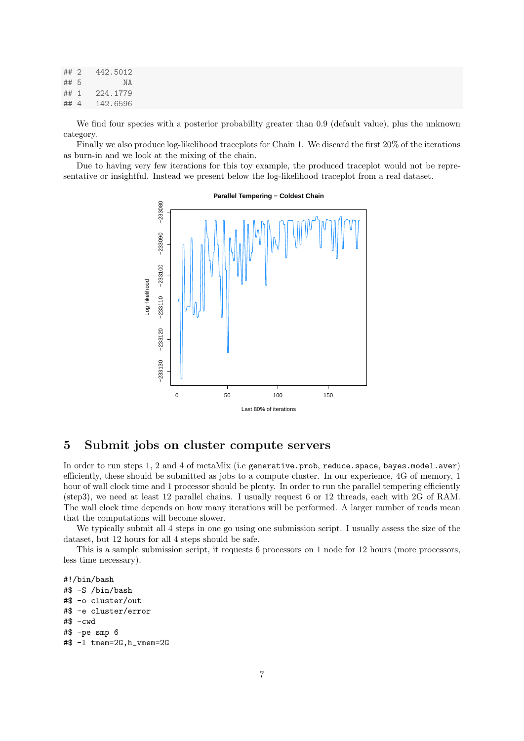```
## 2   442.5012
## 5         NA
## 1   224.1779
## 4   142.6596
```

We find four species with a posterior probability greater than 0.9 (default value), plus the unknown category.

Finally we also produce log-likelihood traceplots for Chain 1. We discard the first 20% of the iterations as burn-in and we look at the mixing of the chain.

Due to having very few iterations for this toy example, the produced traceplot would not be representative or insightful. Instead we present below the log-likelihood traceplot from a real dataset.

## 5 Submit jobs on cluster compute servers

In order to run steps 1, 2 and 4 of metaMix (i.e `generative.prob`, `reduce.space`, `bayes.model.aver`) efficiently, these should be submitted as jobs to a compute cluster. In our experience, 4G of memory, 1 hour of wall clock time and 1 processor should be plenty. In order to run the parallel tempering efficiently (step3), we need at least 12 parallel chains. I usually request 6 or 12 threads, each with 2G of RAM. The wall clock time depends on how many iterations will be performed. A larger number of reads mean that the computations will become slower.

We typically submit all 4 steps in one go using one submission script. I usually assess the size of the dataset, but 12 hours for all 4 steps should be safe.

This is a sample submission script, it requests 6 processors on 1 node for 12 hours (more processors, less time necessary).

```
#!/bin/bash
#$ -S /bin/bash
#$ -o cluster/out
#$ -e cluster/error
#$ -cwd
#$ -pe smp 6
#$ -l tmem=2G,h_vmem=2G
```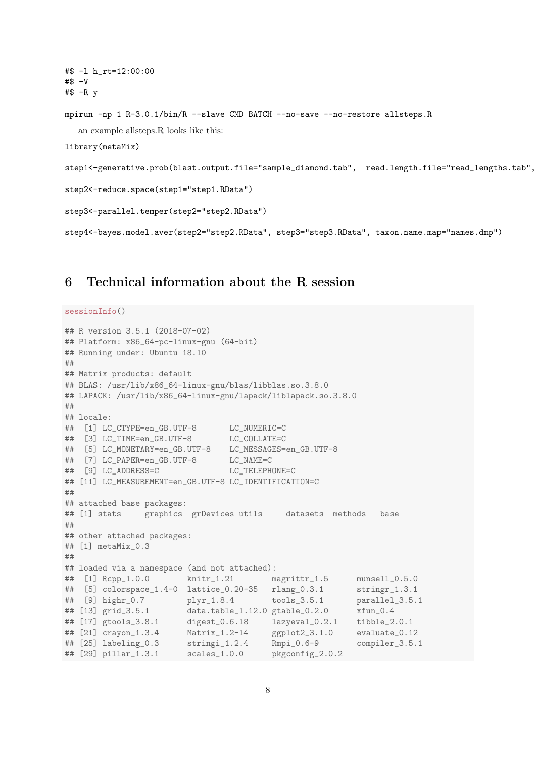```
#$ -l h_rt=12:00:00
#$ -V
#$ -R y

mpirun -np 1 R-3.0.1/bin/R --slave CMD BATCH --no-save --no-restore allsteps.R
```

an example allsteps.R looks like this:

```
library(metaMix)

step1<-generative.prob(blast.output.file="sample_diamond.tab",  read.length.file="read_lengths.tab",

step2<-reduce.space(step1="step1.RData")

step3<-parallel.temper(step2="step2.RData")

step4<-bayes.model.aver(step2="step2.RData", step3="step3.RData", taxon.name.map="names.dmp")
```

# 6 Technical information about the R session

```
sessionInfo()

## R version 3.5.1 (2018-07-02)
## Platform: x86_64-pc-linux-gnu (64-bit)
## Running under: Ubuntu 18.10
##
## Matrix products: default
## BLAS: /usr/lib/x86_64-linux-gnu/blas/libblas.so.3.8.0
## LAPACK: /usr/lib/x86_64-linux-gnu/lapack/liblapack.so.3.8.0
##
## locale:
##  [1] LC_CTYPE=en_GB.UTF-8       LC_NUMERIC=C
##  [3] LC_TIME=en_GB.UTF-8        LC_COLLATE=C
##  [5] LC_MONETARY=en_GB.UTF-8    LC_MESSAGES=en_GB.UTF-8
##  [7] LC_PAPER=en_GB.UTF-8       LC_NAME=C
##  [9] LC_ADDRESS=C               LC_TELEPHONE=C
## [11] LC_MEASUREMENT=en_GB.UTF-8 LC_IDENTIFICATION=C
##
## attached base packages:
## [1] stats     graphics  grDevices utils     datasets  methods   base
##
## other attached packages:
## [1] metaMix_0.3
##
## loaded via a namespace (and not attached):
##  [1] Rcpp_1.0.0        knitr_1.21        magrittr_1.5      munsell_0.5.0
##  [5] colorspace_1.4-0  lattice_0.20-35   rlang_0.3.1       stringr_1.3.1
##  [9] highr_0.7         plyr_1.8.4        tools_3.5.1       parallel_3.5.1
## [13] grid_3.5.1        data.table_1.12.0 gtable_0.2.0      xfun_0.4
## [17] gtools_3.8.1      digest_0.6.18     lazyeval_0.2.1    tibble_2.0.1
## [21] crayon_1.3.4      Matrix_1.2-14     ggplot2_3.1.0     evaluate_0.12
## [25] labeling_0.3      stringi_1.2.4     Rmpi_0.6-9        compiler_3.5.1
## [29] pillar_1.3.1      scales_1.0.0      pkgconfig_2.0.2
```